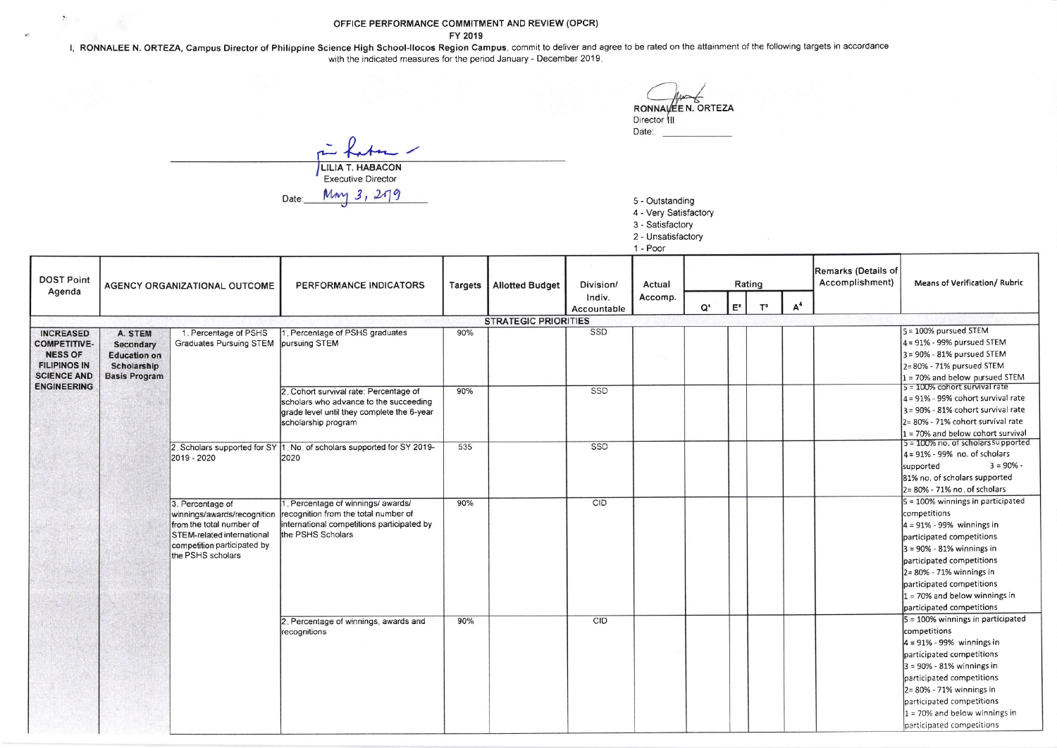# OFFICE PERFORMANCE COMMITMENT AND REVIEW (OPCR)

**FY 2019**

I, **RONNALEE N. ORTEZA, Campus Director of Philippine Science High School-Ilocos Region Campus**, commit to deliver and agree to be rated on the attainment of the following targets in accordance with the indicated measures for the period January - December 2019.

RONNALEE N. ORTEZA
Director III
Date: ____________

LILIA T. HABACON
Executive Director
Date: May 3, 2019

5 - Outstanding
4 - Very Satisfactory
3 - Satisfactory
2 - Unsatisfactory
1 - Poor

| DOST Point Agenda | AGENCY ORGANIZATIONAL OUTCOME | | PERFORMANCE INDICATORS | Targets | Allotted Budget | Division/ Indiv. Accountable | Actual Accomp. | Rating | | | | Remarks (Details of Accomplishment) | Means of Verification/ Rubric |
|---|---|---|---|---|---|---|---|---|---|---|---|---|---|
| | | | | | | | | Q[1] | E[2] | T[3] | A[4] | | |
| **STRATEGIC PRIORITIES** | | | | | | | | | | | | | |
| **INCREASED COMPETITIVENESS OF FILIPINOS IN SCIENCE AND ENGINEERING** | **A. STEM Secondary Education on Scholarship Basis Program** | 1. Percentage of PSHS Graduates Pursuing STEM | 1. Percentage of PSHS graduates pursuing STEM | 90% | | SSD | | | | | | | 5 = 100% pursued STEM<br>4 = 91% - 99% pursued STEM<br>3 = 90% - 81% pursued STEM<br>2 = 80% - 71% pursued STEM<br>1 = 70% and below pursued STEM |
| | | | 2. Cohort survival rate: Percentage of scholars who advance to the succeeding grade level until they complete the 6-year scholarship program | 90% | | SSD | | | | | | | 5 = 100% cohort survival rate<br>4 = 91% - 99% cohort survival rate<br>3 = 90% - 81% cohort survival rate<br>2 = 80% - 71% cohort survival rate<br>1 = 70% and below cohort survival |
| | | 2. Scholars supported for SY 2019 - 2020 | 1. No. of scholars supported for SY 2019-2020 | 535 | | SSD | | | | | | | 5 = 100% no. of scholars supported<br>4 = 91% - 99% no. of scholars supported<br>3 = 90% - 81% no. of scholars supported<br>2 = 80% - 71% no. of scholars |
| | | 3. Percentage of winnings/awards/recognition from the total number of STEM-related international competition participated by the PSHS scholars | 1. Percentage of winnings/ awards/ recognition from the total number of international competitions participated by the PSHS Scholars | 90% | | CID | | | | | | | 5 = 100% winnings in participated competitions<br>4 = 91% - 99% winnings in participated competitions<br>3 = 90% - 81% winnings in participated competitions<br>2 = 80% - 71% winnings in participated competitions<br>1 = 70% and below winnings in participated competitions |
| | | | 2. Percentage of winnings, awards and recognitions | 90% | | CID | | | | | | | 5 = 100% winnings in participated competitions<br>4 = 91% - 99% winnings in participated competitions<br>3 = 90% - 81% winnings in participated competitions<br>2 = 80% - 71% winnings in participated competitions<br>1 = 70% and below winnings in participated competitions |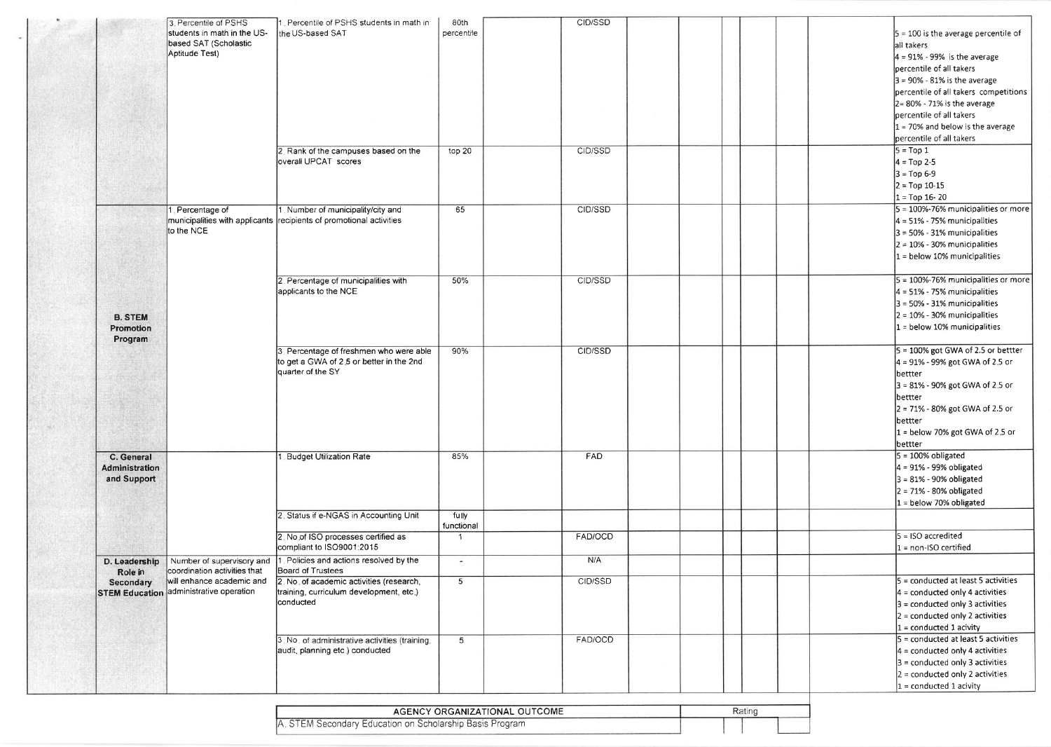| | | | | | | | | | | | | |
|---|---|---|---|---|---|---|---|---|---|---|---|---|
| | 3. Percentile of PSHS students in math in the US-based SAT (Scholastic Aptitude Test) | 1. Percentile of PSHS students in math in the US-based SAT | 80th percentile | | CID/SSD | | | | | | | 5 = 100 is the average percentile of all takers<br>4 = 91% - 99% is the average percentile of all takers<br>3 = 90% - 81% is the average percentile of all takers competitions<br>2= 80% - 71% is the average percentile of all takers<br>1 = 70% and below is the average percentile of all takers |
| | | 2. Rank of the campuses based on the overall UPCAT scores | top 20 | | CID/SSD | | | | | | | 5 = Top 1<br>4 = Top 2-5<br>3 = Top 6-9<br>2 = Top 10-15<br>1 = Top 16- 20 |
| B. STEM Promotion Program | 1. Percentage of municipalities with applicants to the NCE | 1. Number of municipality/city and recipients of promotional activities | 65 | | CID/SSD | | | | | | | 5 = 100%-76% municipalities or more<br>4 = 51% - 75% municipalities<br>3 = 50% - 31% municipalities<br>2 = 10% - 30% municipalities<br>1 = below 10% municipalities |
| | | 2. Percentage of municipalities with applicants to the NCE | 50% | | CID/SSD | | | | | | | 5 = 100%-76% municipalities or more<br>4 = 51% - 75% municipalities<br>3 = 50% - 31% municipalities<br>2 = 10% - 30% municipalities<br>1 = below 10% municipalities |
| | | 3. Percentage of freshmen who were able to get a GWA of 2.5 or better in the 2nd quarter of the SY | 90% | | CID/SSD | | | | | | | 5 = 100% got GWA of 2.5 or bettter<br>4 = 91% - 99% got GWA of 2.5 or bettter<br>3 = 81% - 90% got GWA of 2.5 or bettter<br>2 = 71% - 80% got GWA of 2.5 or bettter<br>1 = below 70% got GWA of 2.5 or bettter |
| C. General Administration and Support | | 1. Budget Utilization Rate | 85% | | FAD | | | | | | | 5 = 100% obligated<br>4 = 91% - 99% obligated<br>3 = 81% - 90% obligated<br>2 = 71% - 80% obligated<br>1 = below 70% obligated |
| | | 2. Status if e-NGAS in Accounting Unit | fully functional | | | | | | | | | |
| | | 2. No.of ISO processes certified as compliant to ISO9001:2015 | 1 | | FAD/OCD | | | | | | | 5 = ISO accredited<br>1 = non-ISO certified |
| D. Leadership Role in Secondary STEM Education | Number of supervisory and coordination activities that will enhance academic and administrative operation | 1. Policies and actions resolved by the Board of Trustees | - | | N/A | | | | | | | |
| | | 2. No. of academic activities (research, training, curriculum development, etc.) conducted | 5 | | CID/SSD | | | | | | | 5 = conducted at least 5 activities<br>4 = conducted only 4 activities<br>3 = conducted only 3 activities<br>2 = conducted only 2 activities<br>1 = conducted 1 acivity |
| | | 3. No. of administrative activities (training, audit, planning etc.) conducted | 5 | | FAD/OCD | | | | | | | 5 = conducted at least 5 activities<br>4 = conducted only 4 activities<br>3 = conducted only 3 activities<br>2 = conducted only 2 activities<br>1 = conducted 1 acivity |

| AGENCY ORGANIZATIONAL OUTCOME | Rating | | | |
|---|---|---|---|---|
| A. STEM Secondary Education on Scholarship Basis Program | | | | |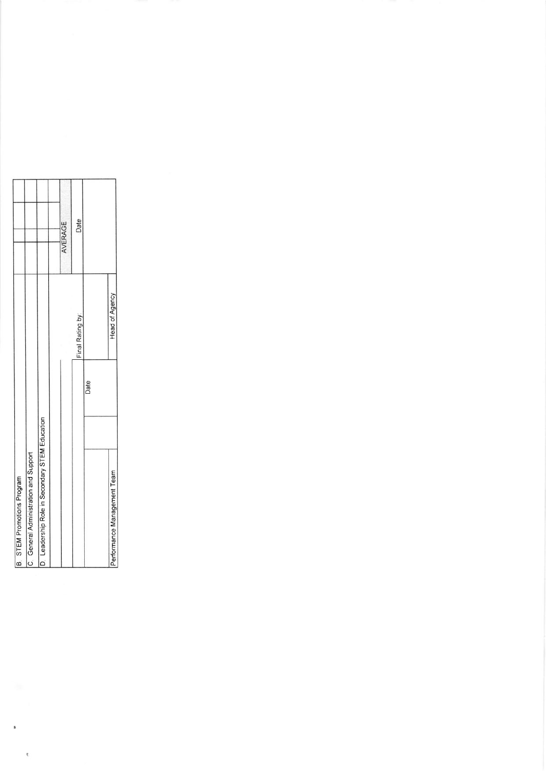| | | | | |
|---|---|---|---|---|
| B. STEM Promotions Program | | | | |
| C. General Administration and Support | | | | |
| D. Leadership Role in Secondary STEM Education | | | | |
| | | | | |
| | | | AVERAGE | |
| | Final Rating by: | | Date | |
| | Date | | | |
| Performance Management Team | Head of Agency | | | |